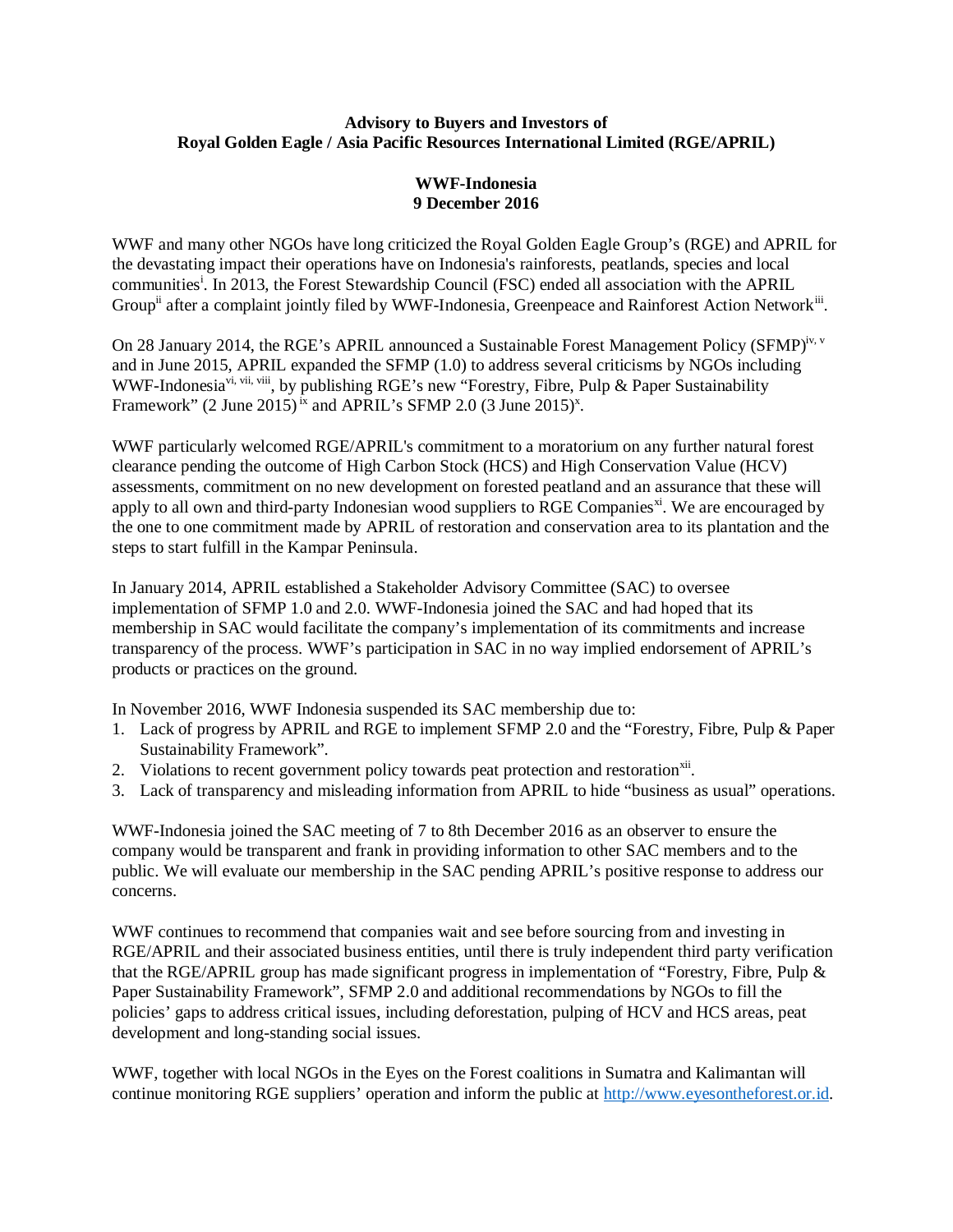**Advisory to Buyers and Investors of**
**Royal Golden Eagle / Asia Pacific Resources International Limited (RGE/APRIL)**

**WWF-Indonesia**
**9 December 2016**

WWF and many other NGOs have long criticized the Royal Golden Eagle Group's (RGE) and APRIL for the devastating impact their operations have on Indonesia's rainforests, peatlands, species and local communities[i]. In 2013, the Forest Stewardship Council (FSC) ended all association with the APRIL Group[ii] after a complaint jointly filed by WWF-Indonesia, Greenpeace and Rainforest Action Network[iii].

On 28 January 2014, the RGE's APRIL announced a Sustainable Forest Management Policy (SFMP)[iv, v] and in June 2015, APRIL expanded the SFMP (1.0) to address several criticisms by NGOs including WWF-Indonesia[vi, vii, viii], by publishing RGE's new "Forestry, Fibre, Pulp & Paper Sustainability Framework" (2 June 2015)[ix] and APRIL's SFMP 2.0 (3 June 2015)[x].

WWF particularly welcomed RGE/APRIL's commitment to a moratorium on any further natural forest clearance pending the outcome of High Carbon Stock (HCS) and High Conservation Value (HCV) assessments, commitment on no new development on forested peatland and an assurance that these will apply to all own and third-party Indonesian wood suppliers to RGE Companies[xi]. We are encouraged by the one to one commitment made by APRIL of restoration and conservation area to its plantation and the steps to start fulfill in the Kampar Peninsula.

In January 2014, APRIL established a Stakeholder Advisory Committee (SAC) to oversee implementation of SFMP 1.0 and 2.0. WWF-Indonesia joined the SAC and had hoped that its membership in SAC would facilitate the company's implementation of its commitments and increase transparency of the process. WWF's participation in SAC in no way implied endorsement of APRIL's products or practices on the ground.

In November 2016, WWF Indonesia suspended its SAC membership due to:

1. Lack of progress by APRIL and RGE to implement SFMP 2.0 and the "Forestry, Fibre, Pulp & Paper Sustainability Framework".
2. Violations to recent government policy towards peat protection and restoration[xii].
3. Lack of transparency and misleading information from APRIL to hide "business as usual" operations.

WWF-Indonesia joined the SAC meeting of 7 to 8th December 2016 as an observer to ensure the company would be transparent and frank in providing information to other SAC members and to the public. We will evaluate our membership in the SAC pending APRIL's positive response to address our concerns.

WWF continues to recommend that companies wait and see before sourcing from and investing in RGE/APRIL and their associated business entities, until there is truly independent third party verification that the RGE/APRIL group has made significant progress in implementation of "Forestry, Fibre, Pulp & Paper Sustainability Framework", SFMP 2.0 and additional recommendations by NGOs to fill the policies' gaps to address critical issues, including deforestation, pulping of HCV and HCS areas, peat development and long-standing social issues.

WWF, together with local NGOs in the Eyes on the Forest coalitions in Sumatra and Kalimantan will continue monitoring RGE suppliers' operation and inform the public at http://www.eyesontheforest.or.id.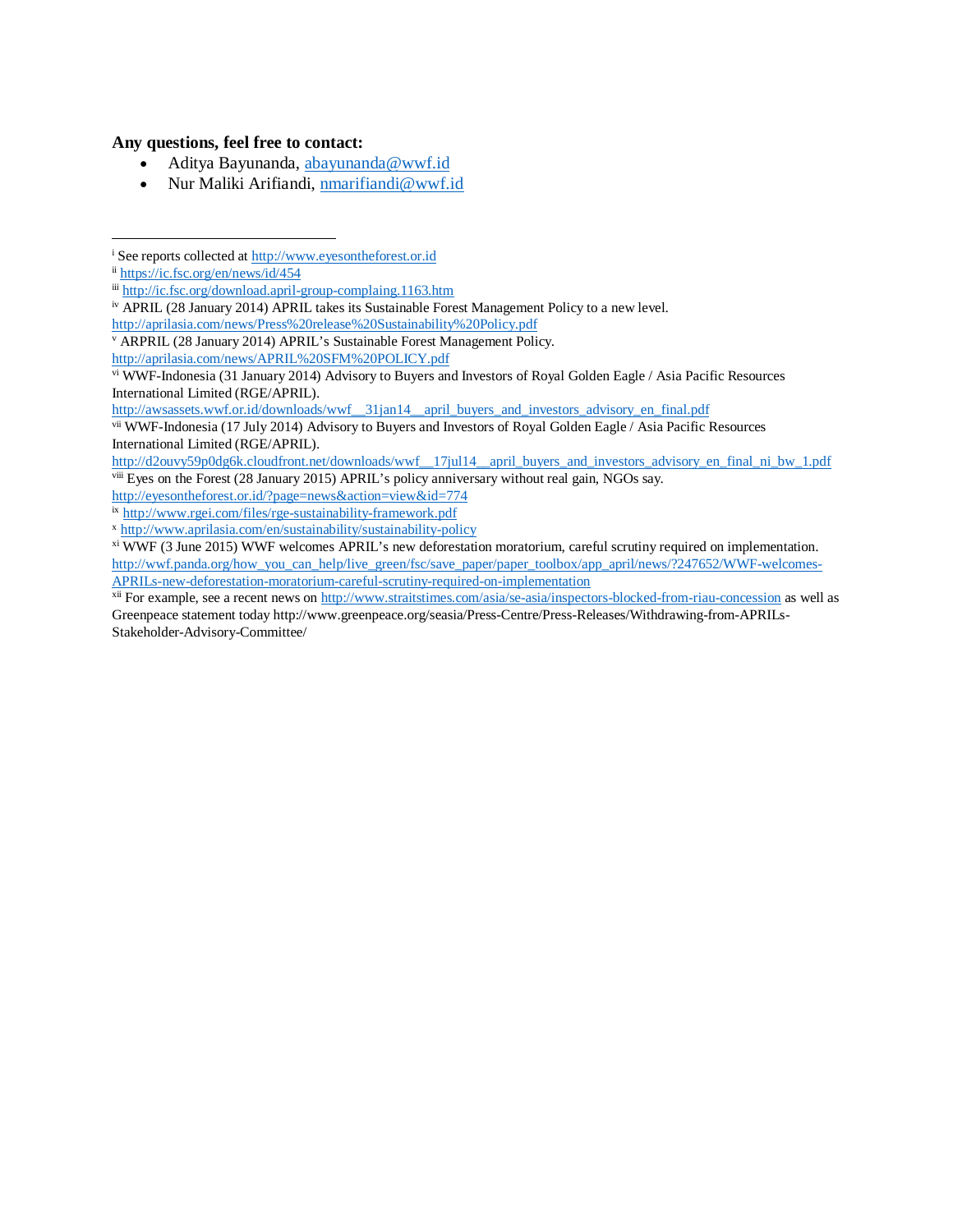**Any questions, feel free to contact:**

- Aditya Bayunanda, abayunanda@wwf.id
- Nur Maliki Arifiandi, nmarifiandi@wwf.id

---

[i] See reports collected at http://www.eyesontheforest.or.id

[ii] https://ic.fsc.org/en/news/id/454

[iii] http://ic.fsc.org/download.april-group-complaing.1163.htm

[iv] APRIL (28 January 2014) APRIL takes its Sustainable Forest Management Policy to a new level. http://aprilasia.com/news/Press%20release%20Sustainability%20Policy.pdf

[v] ARPRIL (28 January 2014) APRIL's Sustainable Forest Management Policy. http://aprilasia.com/news/APRIL%20SFM%20POLICY.pdf

[vi] WWF-Indonesia (31 January 2014) Advisory to Buyers and Investors of Royal Golden Eagle / Asia Pacific Resources International Limited (RGE/APRIL). http://awsassets.wwf.or.id/downloads/wwf__31jan14__april_buyers_and_investors_advisory_en_final.pdf

[vii] WWF-Indonesia (17 July 2014) Advisory to Buyers and Investors of Royal Golden Eagle / Asia Pacific Resources International Limited (RGE/APRIL). http://d2ouvy59p0dg6k.cloudfront.net/downloads/wwf__17jul14__april_buyers_and_investors_advisory_en_final_ni_bw_1.pdf

[viii] Eyes on the Forest (28 January 2015) APRIL's policy anniversary without real gain, NGOs say. http://eyesontheforest.or.id/?page=news&action=view&id=774

[ix] http://www.rgei.com/files/rge-sustainability-framework.pdf

[x] http://www.aprilasia.com/en/sustainability/sustainability-policy

[xi] WWF (3 June 2015) WWF welcomes APRIL's new deforestation moratorium, careful scrutiny required on implementation. http://wwf.panda.org/how_you_can_help/live_green/fsc/save_paper/paper_toolbox/app_april/news/?247652/WWF-welcomes-APRILs-new-deforestation-moratorium-careful-scrutiny-required-on-implementation

[xii] For example, see a recent news on http://www.straitstimes.com/asia/se-asia/inspectors-blocked-from-riau-concession as well as Greenpeace statement today http://www.greenpeace.org/seasia/Press-Centre/Press-Releases/Withdrawing-from-APRILs-Stakeholder-Advisory-Committee/